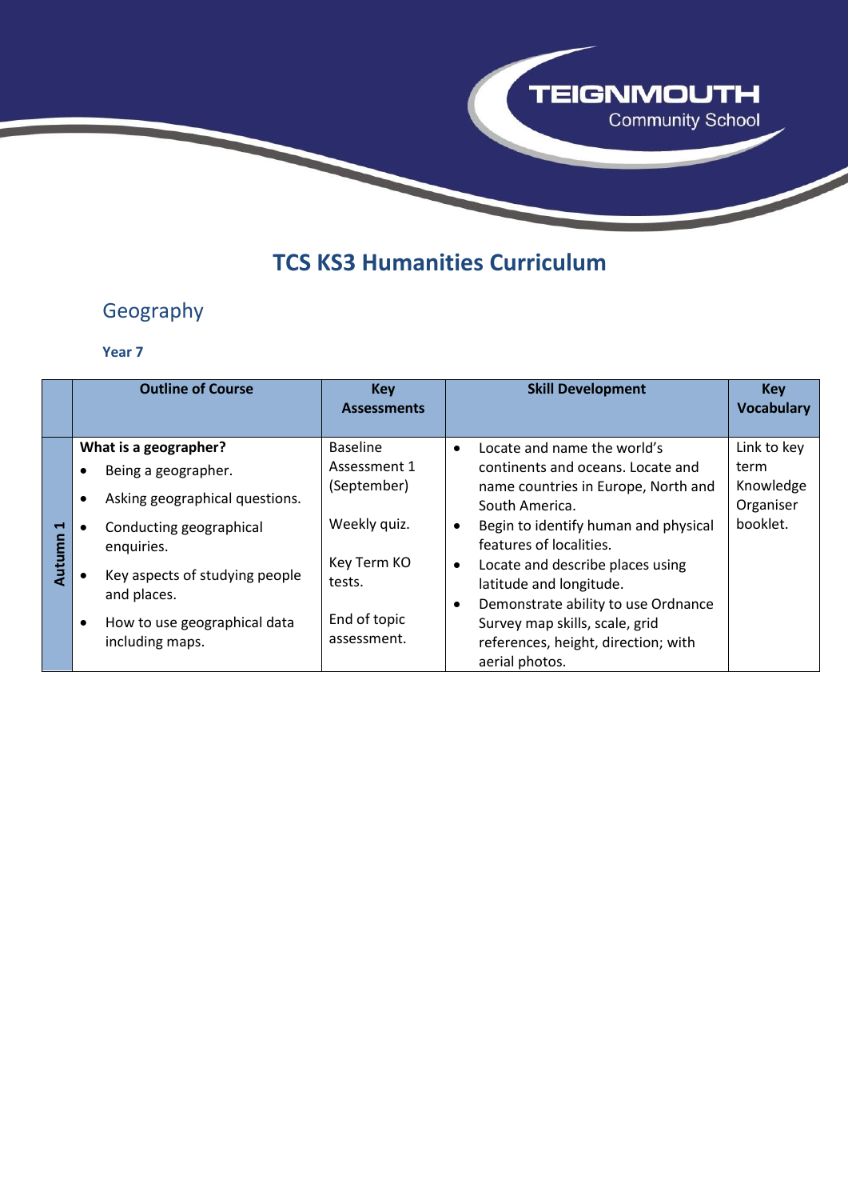TEIGNMOUTH Community School

# TCS KS3 Humanities Curriculum

## Geography

### Year 7

| | Outline of Course | Key Assessments | Skill Development | Key Vocabulary |
|---|---|---|---|---|
| Autumn 1 | **What is a geographer?**<br>• Being a geographer.<br>• Asking geographical questions.<br>• Conducting geographical enquiries.<br>• Key aspects of studying people and places.<br>• How to use geographical data including maps. | Baseline Assessment 1 (September)<br><br>Weekly quiz.<br><br>Key Term KO tests.<br><br>End of topic assessment. | • Locate and name the world's continents and oceans. Locate and name countries in Europe, North and South America.<br>• Begin to identify human and physical features of localities.<br>• Locate and describe places using latitude and longitude.<br>• Demonstrate ability to use Ordnance Survey map skills, scale, grid references, height, direction; with aerial photos. | Link to key term Knowledge Organiser booklet. |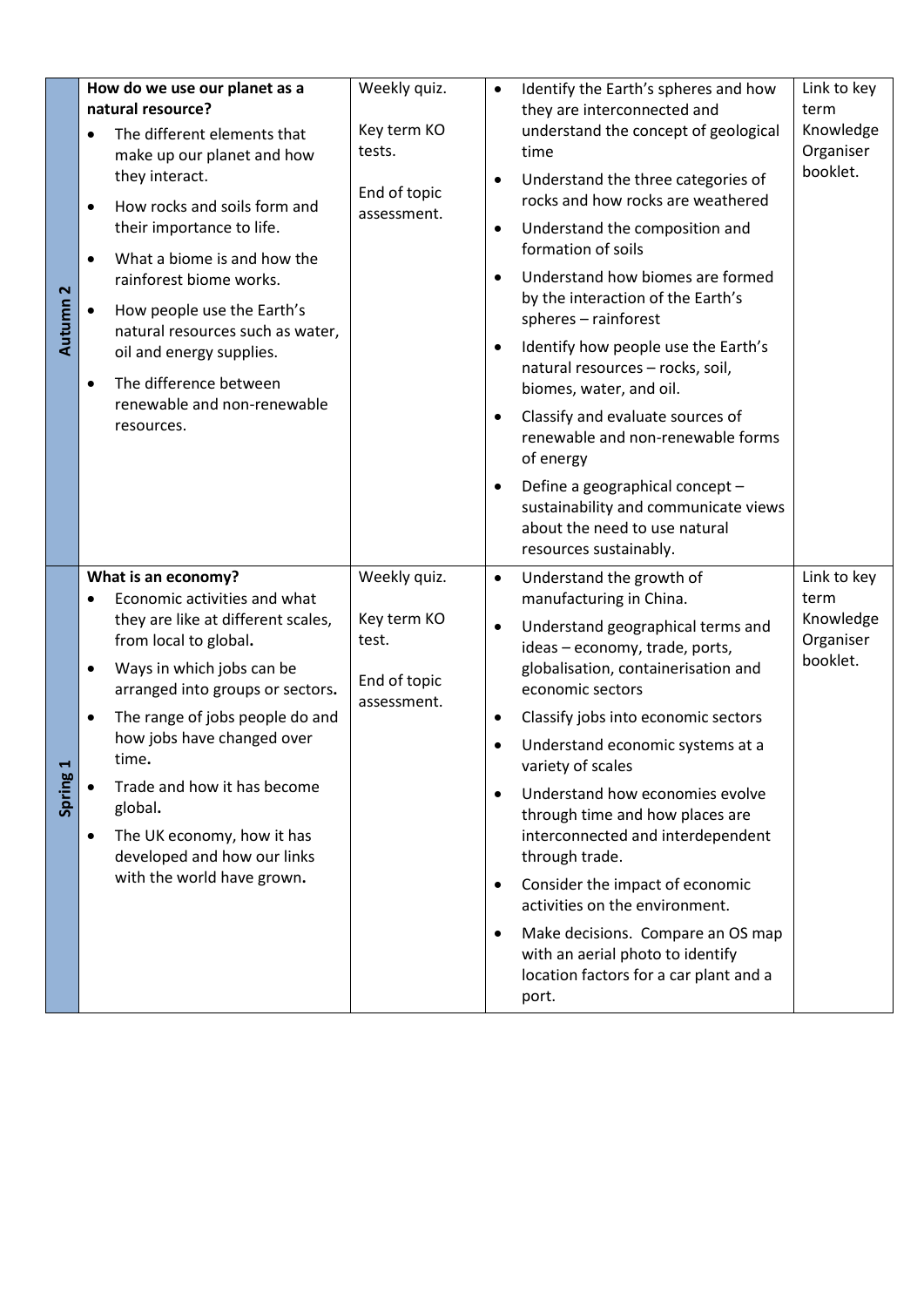| | | | | |
|---|---|---|---|---|
| **Autumn 2** | **How do we use our planet as a natural resource?**<br>• The different elements that make up our planet and how they interact.<br>• How rocks and soils form and their importance to life.<br>• What a biome is and how the rainforest biome works.<br>• How people use the Earth's natural resources such as water, oil and energy supplies.<br>• The difference between renewable and non-renewable resources. | Weekly quiz.<br><br>Key term KO tests.<br><br>End of topic assessment. | • Identify the Earth's spheres and how they are interconnected and understand the concept of geological time<br>• Understand the three categories of rocks and how rocks are weathered<br>• Understand the composition and formation of soils<br>• Understand how biomes are formed by the interaction of the Earth's spheres – rainforest<br>• Identify how people use the Earth's natural resources – rocks, soil, biomes, water, and oil.<br>• Classify and evaluate sources of renewable and non-renewable forms of energy<br>• Define a geographical concept – sustainability and communicate views about the need to use natural resources sustainably. | Link to key term Knowledge Organiser booklet. |
| **Spring 1** | **What is an economy?**<br>• Economic activities and what they are like at different scales, from local to global**.**<br>• Ways in which jobs can be arranged into groups or sectors**.**<br>• The range of jobs people do and how jobs have changed over time**.**<br>• Trade and how it has become global**.**<br>• The UK economy, how it has developed and how our links with the world have grown**.** | Weekly quiz.<br><br>Key term KO test.<br><br>End of topic assessment. | • Understand the growth of manufacturing in China.<br>• Understand geographical terms and ideas – economy, trade, ports, globalisation, containerisation and economic sectors<br>• Classify jobs into economic sectors<br>• Understand economic systems at a variety of scales<br>• Understand how economies evolve through time and how places are interconnected and interdependent through trade.<br>• Consider the impact of economic activities on the environment.<br>• Make decisions. Compare an OS map with an aerial photo to identify location factors for a car plant and a port. | Link to key term Knowledge Organiser booklet. |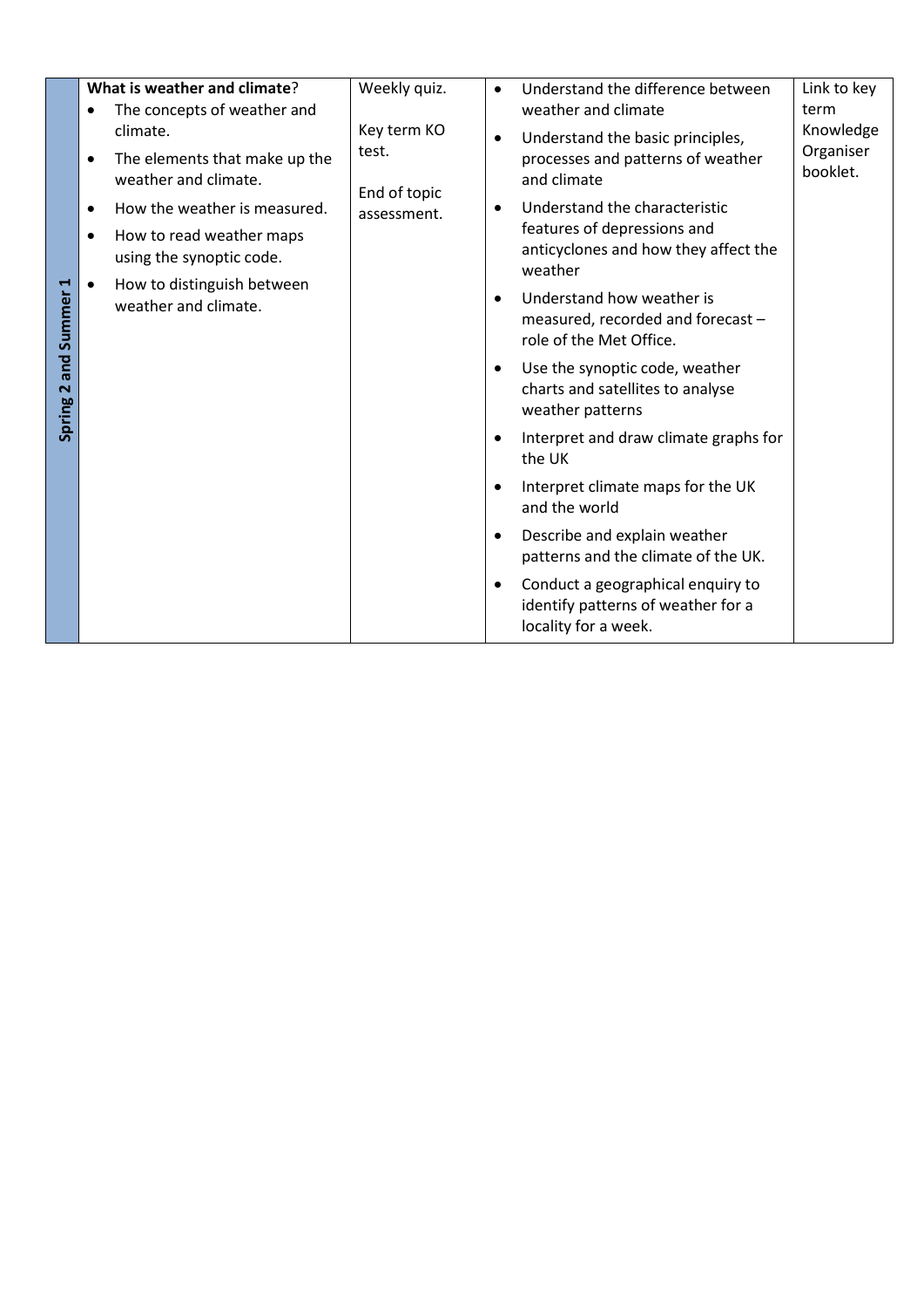| Spring 2 and Summer 1 | **What is weather and climate**?<br>• The concepts of weather and climate.<br>• The elements that make up the weather and climate.<br>• How the weather is measured.<br>• How to read weather maps using the synoptic code.<br>• How to distinguish between weather and climate. | Weekly quiz.<br><br>Key term KO test.<br><br>End of topic assessment. | • Understand the difference between weather and climate<br>• Understand the basic principles, processes and patterns of weather and climate<br>• Understand the characteristic features of depressions and anticyclones and how they affect the weather<br>• Understand how weather is measured, recorded and forecast – role of the Met Office.<br>• Use the synoptic code, weather charts and satellites to analyse weather patterns<br>• Interpret and draw climate graphs for the UK<br>• Interpret climate maps for the UK and the world<br>• Describe and explain weather patterns and the climate of the UK.<br>• Conduct a geographical enquiry to identify patterns of weather for a locality for a week. | Link to key term Knowledge Organiser booklet. |
|---|---|---|---|---|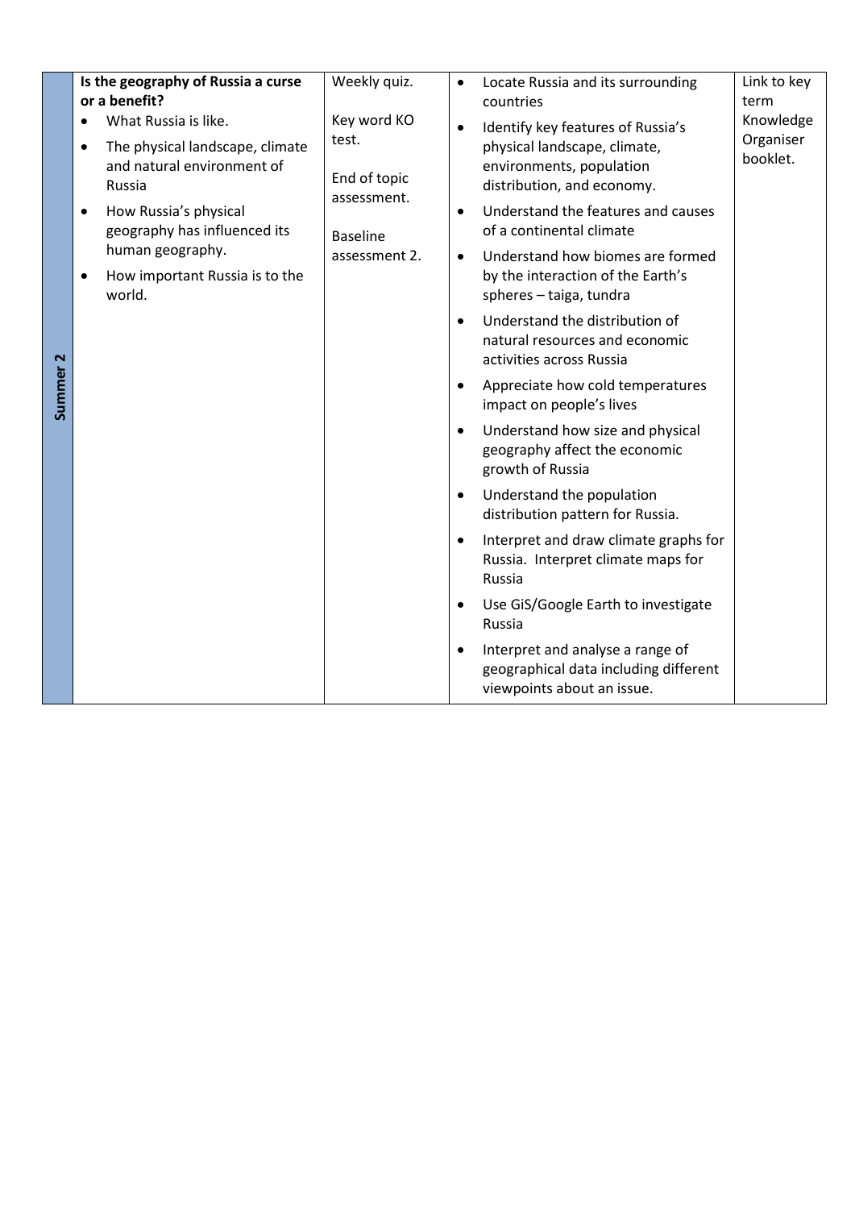| Summer 2 | **Is the geography of Russia a curse or a benefit?**<br>• What Russia is like.<br>• The physical landscape, climate and natural environment of Russia<br>• How Russia's physical geography has influenced its human geography.<br>• How important Russia is to the world. | Weekly quiz.<br><br>Key word KO test.<br><br>End of topic assessment.<br><br>Baseline assessment 2. | • Locate Russia and its surrounding countries<br>• Identify key features of Russia's physical landscape, climate, environments, population distribution, and economy.<br>• Understand the features and causes of a continental climate<br>• Understand how biomes are formed by the interaction of the Earth's spheres – taiga, tundra<br>• Understand the distribution of natural resources and economic activities across Russia<br>• Appreciate how cold temperatures impact on people's lives<br>• Understand how size and physical geography affect the economic growth of Russia<br>• Understand the population distribution pattern for Russia.<br>• Interpret and draw climate graphs for Russia. Interpret climate maps for Russia<br>• Use GiS/Google Earth to investigate Russia<br>• Interpret and analyse a range of geographical data including different viewpoints about an issue. | Link to key term Knowledge Organiser booklet. |
|---|---|---|---|---|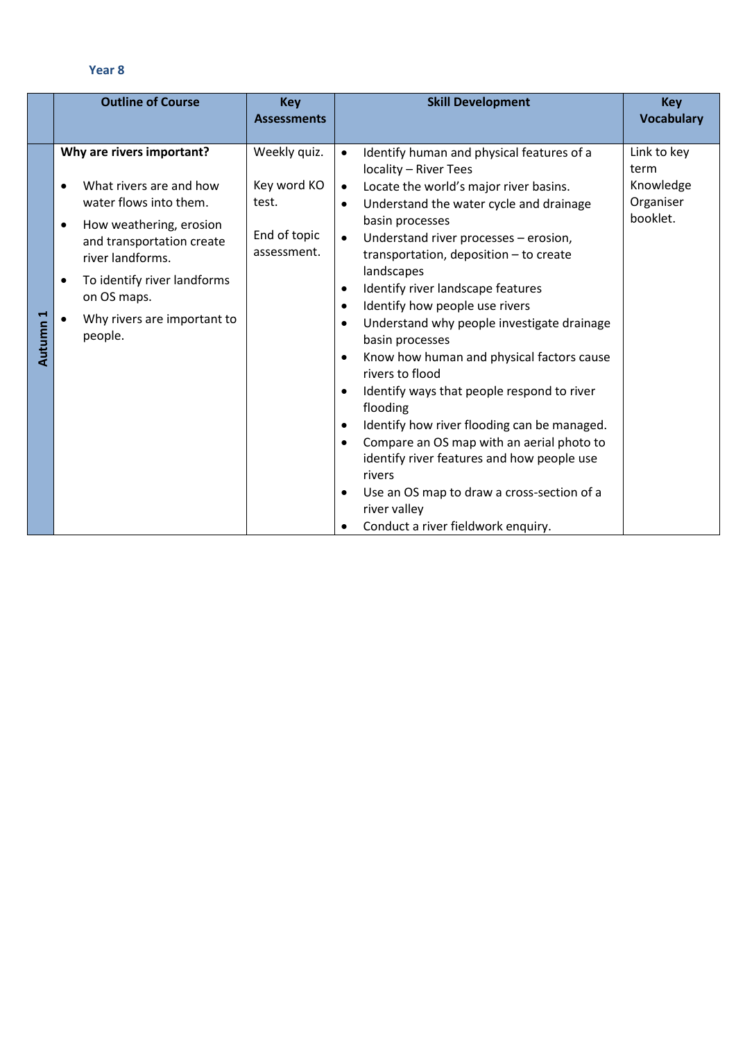Year 8

| | Outline of Course | Key Assessments | Skill Development | Key Vocabulary |
|---|---|---|---|---|
| Autumn 1 | **Why are rivers important?**<br><br>• What rivers are and how water flows into them.<br>• How weathering, erosion and transportation create river landforms.<br>• To identify river landforms on OS maps.<br>• Why rivers are important to people. | Weekly quiz.<br><br>Key word KO test.<br><br>End of topic assessment. | • Identify human and physical features of a locality – River Tees<br>• Locate the world's major river basins.<br>• Understand the water cycle and drainage basin processes<br>• Understand river processes – erosion, transportation, deposition – to create landscapes<br>• Identify river landscape features<br>• Identify how people use rivers<br>• Understand why people investigate drainage basin processes<br>• Know how human and physical factors cause rivers to flood<br>• Identify ways that people respond to river flooding<br>• Identify how river flooding can be managed.<br>• Compare an OS map with an aerial photo to identify river features and how people use rivers<br>• Use an OS map to draw a cross-section of a river valley<br>• Conduct a river fieldwork enquiry. | Link to key term Knowledge Organiser booklet. |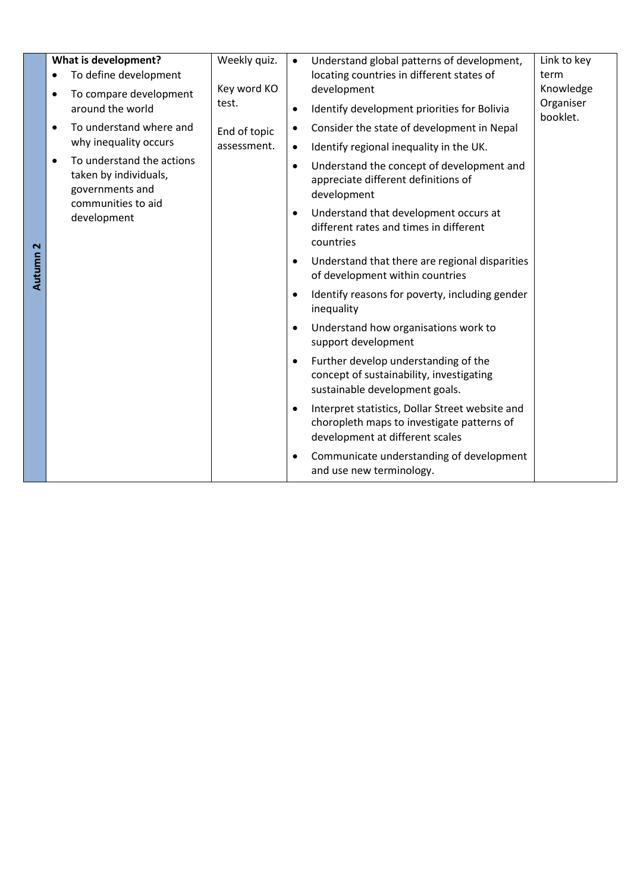| | | | | |
|---|---|---|---|---|
| Autumn 2 | **What is development?**<br>• To define development<br>• To compare development around the world<br>• To understand where and why inequality occurs<br>• To understand the actions taken by individuals, governments and communities to aid development | Weekly quiz.<br><br>Key word KO test.<br><br>End of topic assessment. | • Understand global patterns of development, locating countries in different states of development<br>• Identify development priorities for Bolivia<br>• Consider the state of development in Nepal<br>• Identify regional inequality in the UK.<br>• Understand the concept of development and appreciate different definitions of development<br>• Understand that development occurs at different rates and times in different countries<br>• Understand that there are regional disparities of development within countries<br>• Identify reasons for poverty, including gender inequality<br>• Understand how organisations work to support development<br>• Further develop understanding of the concept of sustainability, investigating sustainable development goals.<br>• Interpret statistics, Dollar Street website and choropleth maps to investigate patterns of development at different scales<br>• Communicate understanding of development and use new terminology. | Link to key term Knowledge Organiser booklet. |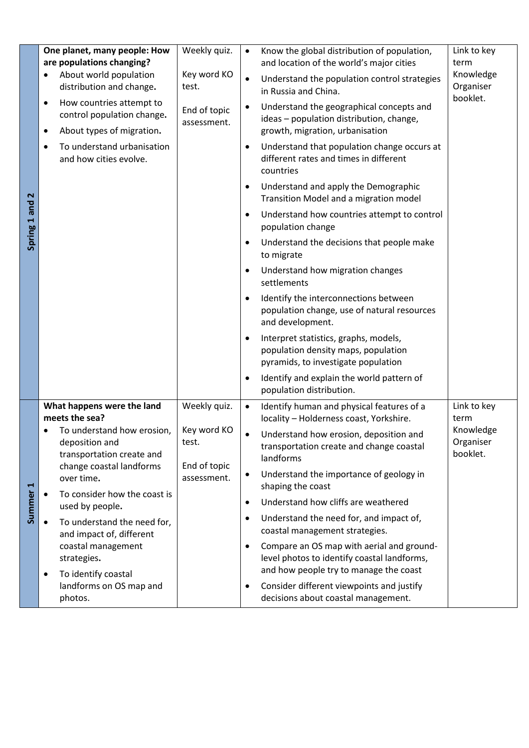| Spring 1 and 2 | **One planet, many people: How are populations changing?**<br>• About world population distribution and change**.**<br>• How countries attempt to control population change**.**<br>• About types of migration**.**<br>• To understand urbanisation and how cities evolve. | Weekly quiz.<br><br>Key word KO test.<br><br>End of topic assessment. | • Know the global distribution of population, and location of the world's major cities<br>• Understand the population control strategies in Russia and China.<br>• Understand the geographical concepts and ideas – population distribution, change, growth, migration, urbanisation<br>• Understand that population change occurs at different rates and times in different countries<br>• Understand and apply the Demographic Transition Model and a migration model<br>• Understand how countries attempt to control population change<br>• Understand the decisions that people make to migrate<br>• Understand how migration changes settlements<br>• Identify the interconnections between population change, use of natural resources and development.<br>• Interpret statistics, graphs, models, population density maps, population pyramids, to investigate population<br>• Identify and explain the world pattern of population distribution. | Link to key term Knowledge Organiser booklet. |
|---|---|---|---|---|
| Summer 1 | **What happens were the land meets the sea?**<br>• To understand how erosion, deposition and transportation create and change coastal landforms over time**.**<br>• To consider how the coast is used by people**.**<br>• To understand the need for, and impact of, different coastal management strategies**.**<br>• To identify coastal landforms on OS map and photos. | Weekly quiz.<br><br>Key word KO test.<br><br>End of topic assessment. | • Identify human and physical features of a locality – Holderness coast, Yorkshire.<br>• Understand how erosion, deposition and transportation create and change coastal landforms<br>• Understand the importance of geology in shaping the coast<br>• Understand how cliffs are weathered<br>• Understand the need for, and impact of, coastal management strategies.<br>• Compare an OS map with aerial and ground-level photos to identify coastal landforms, and how people try to manage the coast<br>• Consider different viewpoints and justify decisions about coastal management. | Link to key term Knowledge Organiser booklet. |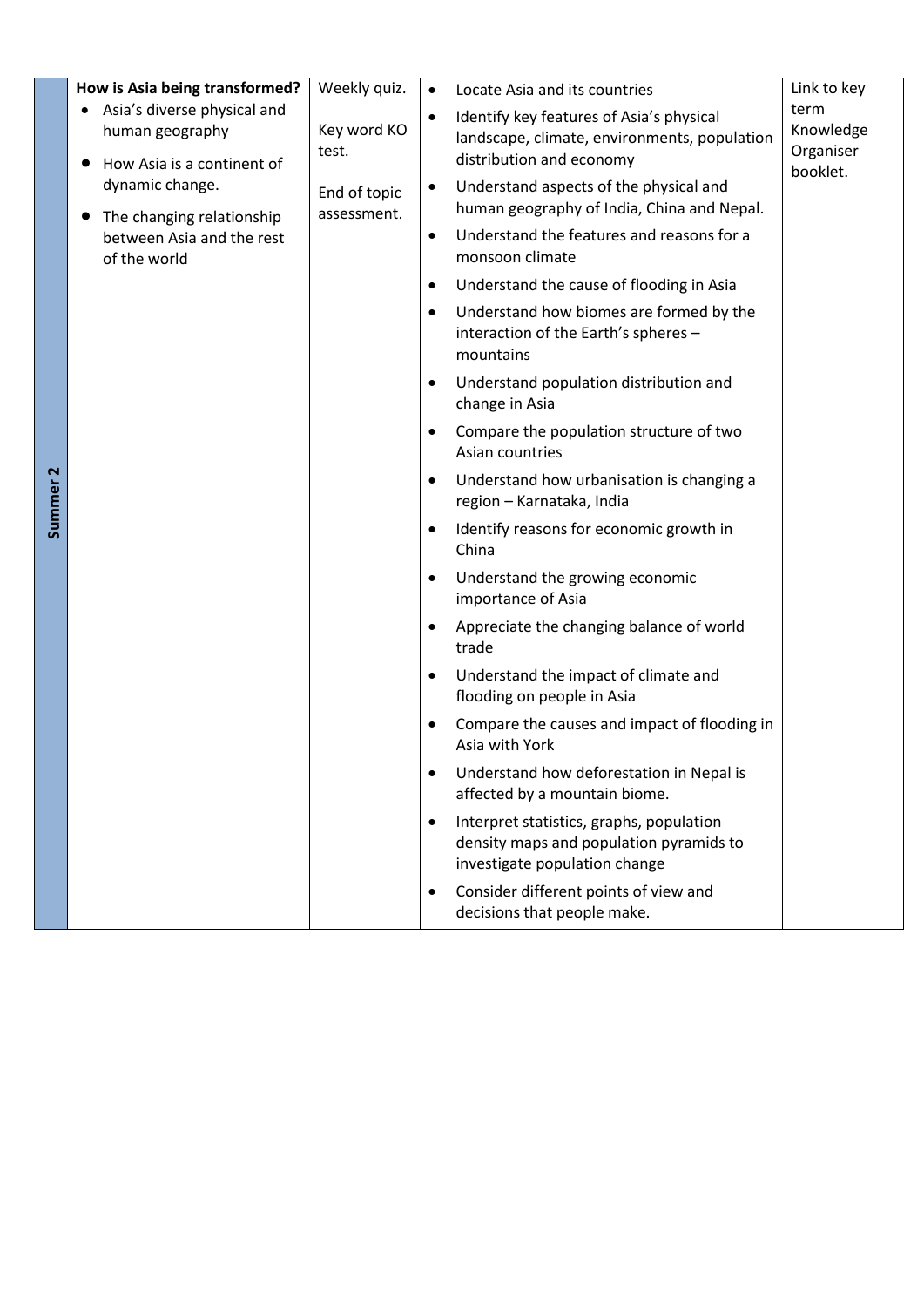| Summer 2 | **How is Asia being transformed?**<br>• Asia's diverse physical and human geography<br>• How Asia is a continent of dynamic change.<br>• The changing relationship between Asia and the rest of the world | Weekly quiz.<br><br>Key word KO test.<br><br>End of topic assessment. | • Locate Asia and its countries<br>• Identify key features of Asia's physical landscape, climate, environments, population distribution and economy<br>• Understand aspects of the physical and human geography of India, China and Nepal.<br>• Understand the features and reasons for a monsoon climate<br>• Understand the cause of flooding in Asia<br>• Understand how biomes are formed by the interaction of the Earth's spheres – mountains<br>• Understand population distribution and change in Asia<br>• Compare the population structure of two Asian countries<br>• Understand how urbanisation is changing a region – Karnataka, India<br>• Identify reasons for economic growth in China<br>• Understand the growing economic importance of Asia<br>• Appreciate the changing balance of world trade<br>• Understand the impact of climate and flooding on people in Asia<br>• Compare the causes and impact of flooding in Asia with York<br>• Understand how deforestation in Nepal is affected by a mountain biome.<br>• Interpret statistics, graphs, population density maps and population pyramids to investigate population change<br>• Consider different points of view and decisions that people make. | Link to key term Knowledge Organiser booklet. |
|---|---|---|---|---|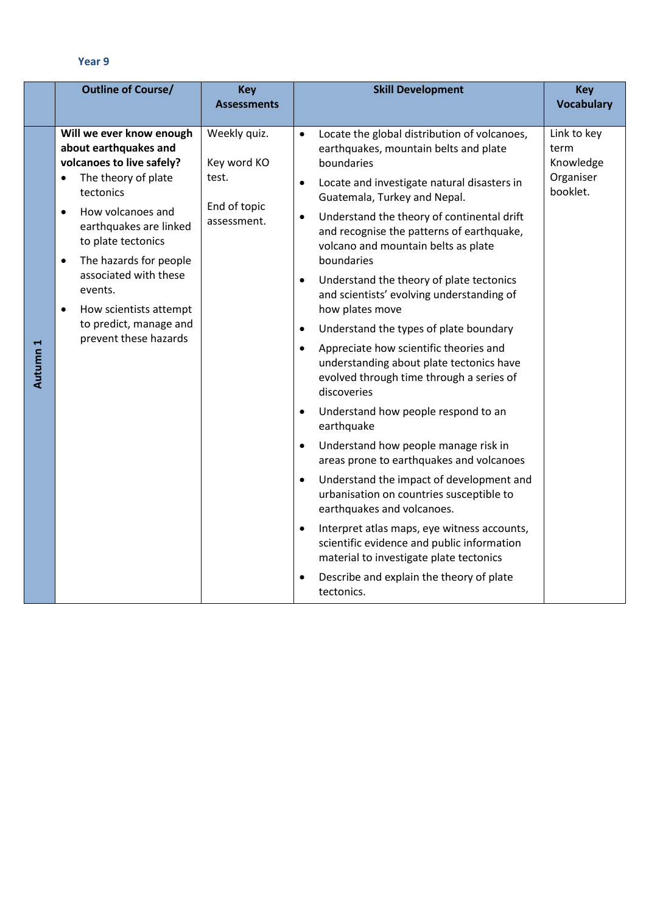### Year 9

| | Outline of Course/ | Key Assessments | Skill Development | Key Vocabulary |
|---|---|---|---|---|
| **Autumn 1** | **Will we ever know enough about earthquakes and volcanoes to live safely?**<br>• The theory of plate tectonics<br>• How volcanoes and earthquakes are linked to plate tectonics<br>• The hazards for people associated with these events.<br>• How scientists attempt to predict, manage and prevent these hazards | Weekly quiz.<br><br>Key word KO test.<br><br>End of topic assessment. | • Locate the global distribution of volcanoes, earthquakes, mountain belts and plate boundaries<br>• Locate and investigate natural disasters in Guatemala, Turkey and Nepal.<br>• Understand the theory of continental drift and recognise the patterns of earthquake, volcano and mountain belts as plate boundaries<br>• Understand the theory of plate tectonics and scientists' evolving understanding of how plates move<br>• Understand the types of plate boundary<br>• Appreciate how scientific theories and understanding about plate tectonics have evolved through time through a series of discoveries<br>• Understand how people respond to an earthquake<br>• Understand how people manage risk in areas prone to earthquakes and volcanoes<br>• Understand the impact of development and urbanisation on countries susceptible to earthquakes and volcanoes.<br>• Interpret atlas maps, eye witness accounts, scientific evidence and public information material to investigate plate tectonics<br>• Describe and explain the theory of plate tectonics. | Link to key term Knowledge Organiser booklet. |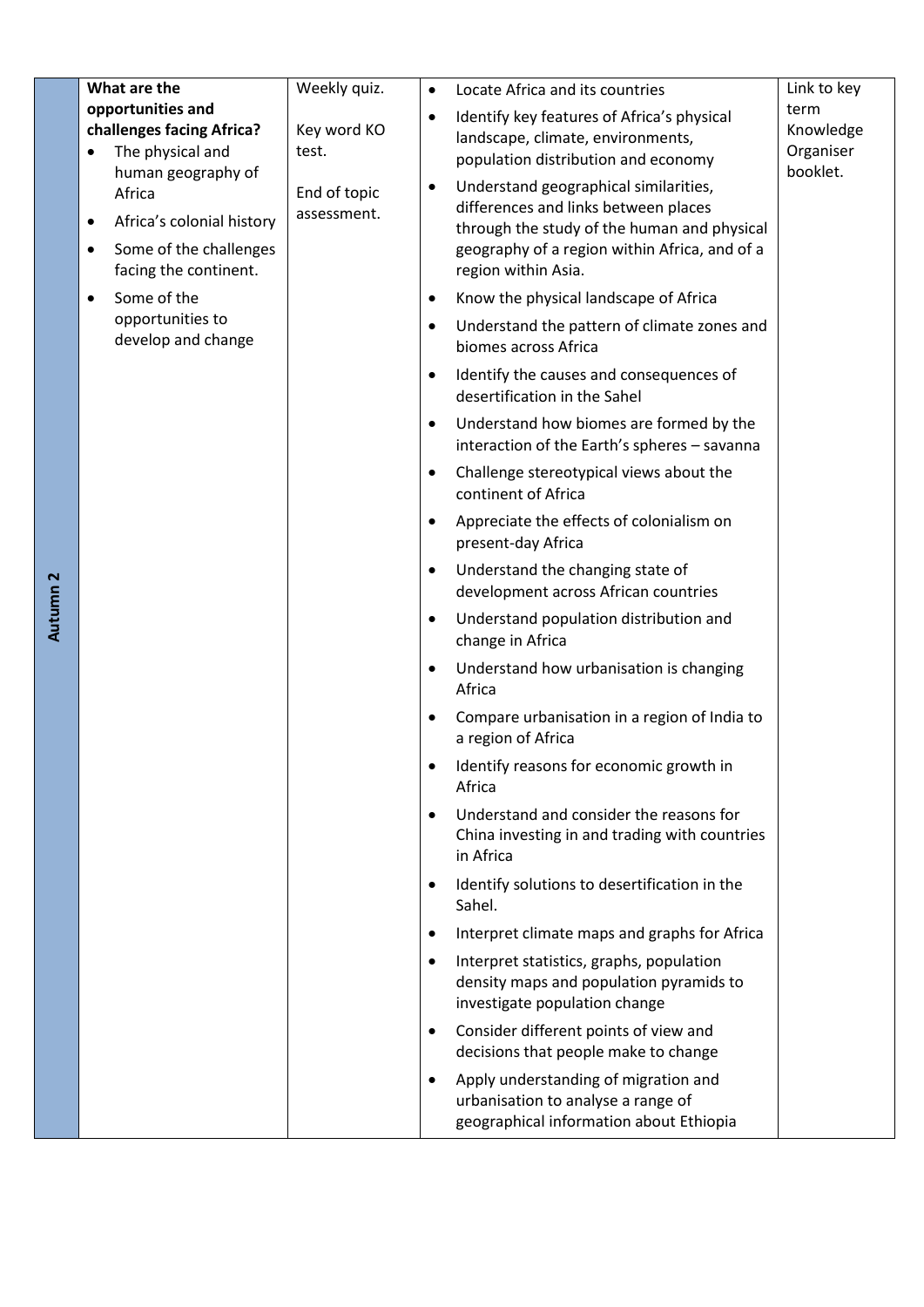| Autumn 2 | **What are the opportunities and challenges facing Africa?**<br>• The physical and human geography of Africa<br>• Africa's colonial history<br>• Some of the challenges facing the continent.<br>• Some of the opportunities to develop and change | Weekly quiz.<br><br>Key word KO test.<br><br>End of topic assessment. | • Locate Africa and its countries<br>• Identify key features of Africa's physical landscape, climate, environments, population distribution and economy<br>• Understand geographical similarities, differences and links between places through the study of the human and physical geography of a region within Africa, and of a region within Asia.<br>• Know the physical landscape of Africa<br>• Understand the pattern of climate zones and biomes across Africa<br>• Identify the causes and consequences of desertification in the Sahel<br>• Understand how biomes are formed by the interaction of the Earth's spheres – savanna<br>• Challenge stereotypical views about the continent of Africa<br>• Appreciate the effects of colonialism on present-day Africa<br>• Understand the changing state of development across African countries<br>• Understand population distribution and change in Africa<br>• Understand how urbanisation is changing Africa<br>• Compare urbanisation in a region of India to a region of Africa<br>• Identify reasons for economic growth in Africa<br>• Understand and consider the reasons for China investing in and trading with countries in Africa<br>• Identify solutions to desertification in the Sahel.<br>• Interpret climate maps and graphs for Africa<br>• Interpret statistics, graphs, population density maps and population pyramids to investigate population change<br>• Consider different points of view and decisions that people make to change<br>• Apply understanding of migration and urbanisation to analyse a range of geographical information about Ethiopia | Link to key term Knowledge Organiser booklet. |
|---|---|---|---|---|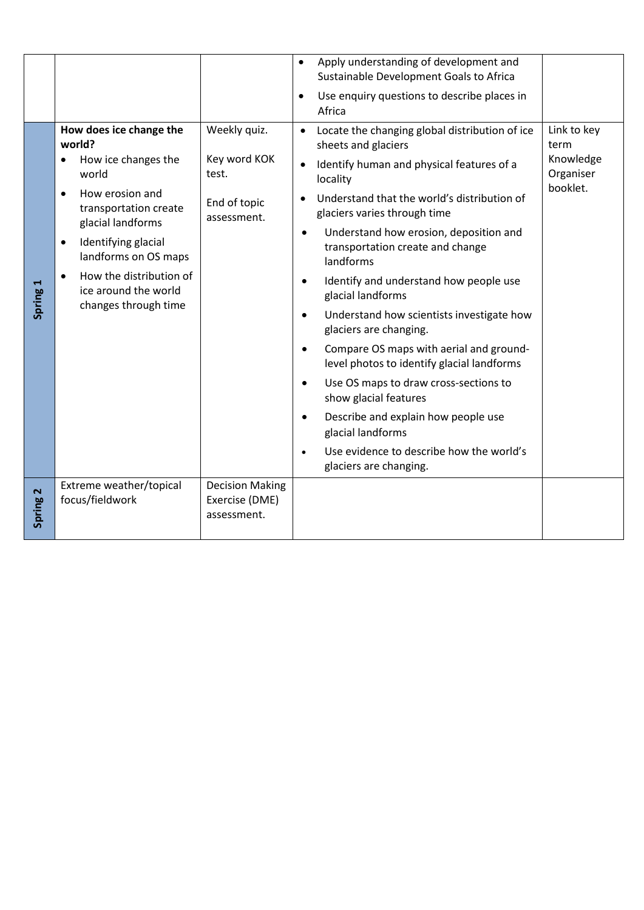| | | | | |
|---|---|---|---|---|
| | | | • Apply understanding of development and Sustainable Development Goals to Africa<br>• Use enquiry questions to describe places in Africa | |
| **Spring 1** | **How does ice change the world?**<br>• How ice changes the world<br>• How erosion and transportation create glacial landforms<br>• Identifying glacial landforms on OS maps<br>• How the distribution of ice around the world changes through time | Weekly quiz.<br><br>Key word KOK test.<br><br>End of topic assessment. | • Locate the changing global distribution of ice sheets and glaciers<br>• Identify human and physical features of a locality<br>• Understand that the world's distribution of glaciers varies through time<br>• Understand how erosion, deposition and transportation create and change landforms<br>• Identify and understand how people use glacial landforms<br>• Understand how scientists investigate how glaciers are changing.<br>• Compare OS maps with aerial and ground-level photos to identify glacial landforms<br>• Use OS maps to draw cross-sections to show glacial features<br>• Describe and explain how people use glacial landforms<br>• Use evidence to describe how the world's glaciers are changing. | Link to key term Knowledge Organiser booklet. |
| **Spring 2** | Extreme weather/topical focus/fieldwork | Decision Making Exercise (DME) assessment. | | |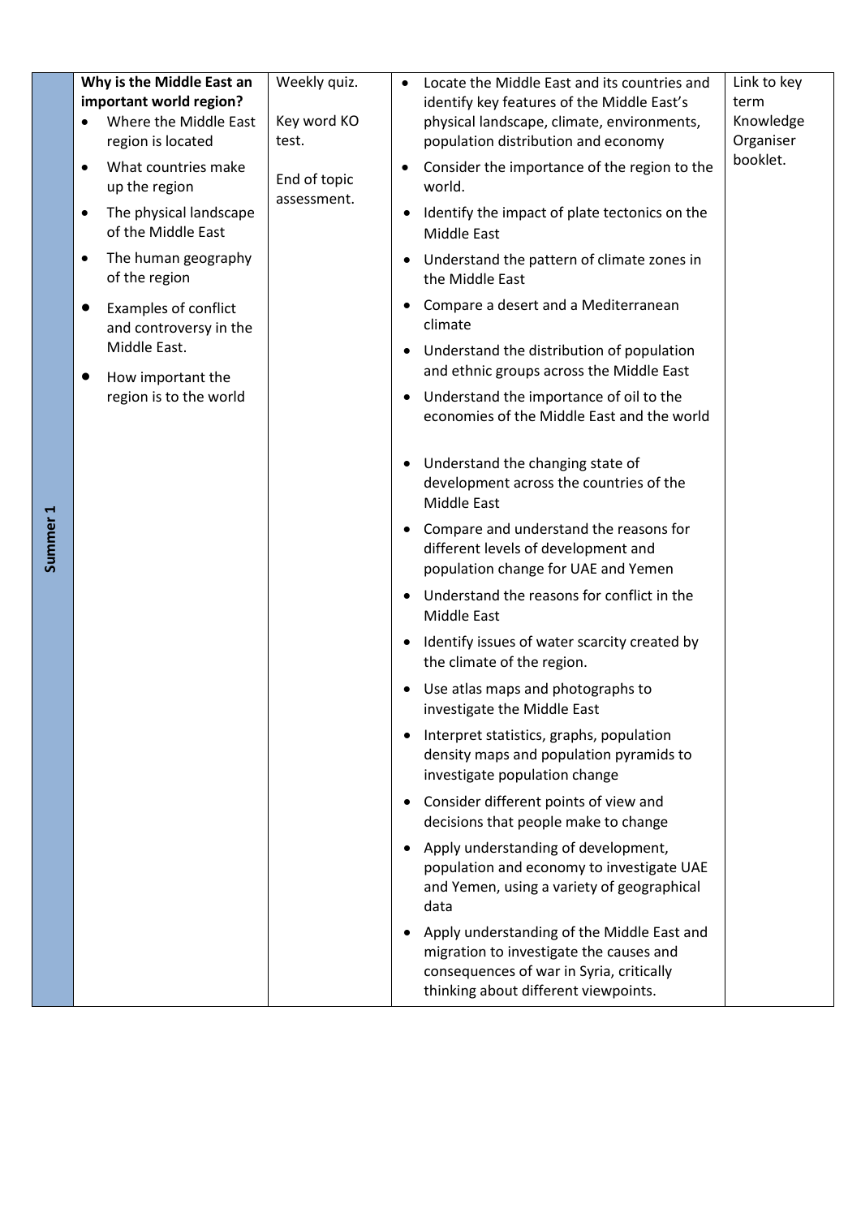| Summer 1 | **Why is the Middle East an important world region?**<br>• Where the Middle East region is located<br>• What countries make up the region<br>• The physical landscape of the Middle East<br>• The human geography of the region<br>• Examples of conflict and controversy in the Middle East.<br>• How important the region is to the world | Weekly quiz.<br><br>Key word KO test.<br><br>End of topic assessment. | • Locate the Middle East and its countries and identify key features of the Middle East's physical landscape, climate, environments, population distribution and economy<br>• Consider the importance of the region to the world.<br>• Identify the impact of plate tectonics on the Middle East<br>• Understand the pattern of climate zones in the Middle East<br>• Compare a desert and a Mediterranean climate<br>• Understand the distribution of population and ethnic groups across the Middle East<br>• Understand the importance of oil to the economies of the Middle East and the world<br>• Understand the changing state of development across the countries of the Middle East<br>• Compare and understand the reasons for different levels of development and population change for UAE and Yemen<br>• Understand the reasons for conflict in the Middle East<br>• Identify issues of water scarcity created by the climate of the region.<br>• Use atlas maps and photographs to investigate the Middle East<br>• Interpret statistics, graphs, population density maps and population pyramids to investigate population change<br>• Consider different points of view and decisions that people make to change<br>• Apply understanding of development, population and economy to investigate UAE and Yemen, using a variety of geographical data<br>• Apply understanding of the Middle East and migration to investigate the causes and consequences of war in Syria, critically thinking about different viewpoints. | Link to key term Knowledge Organiser booklet. |
|---|---|---|---|---|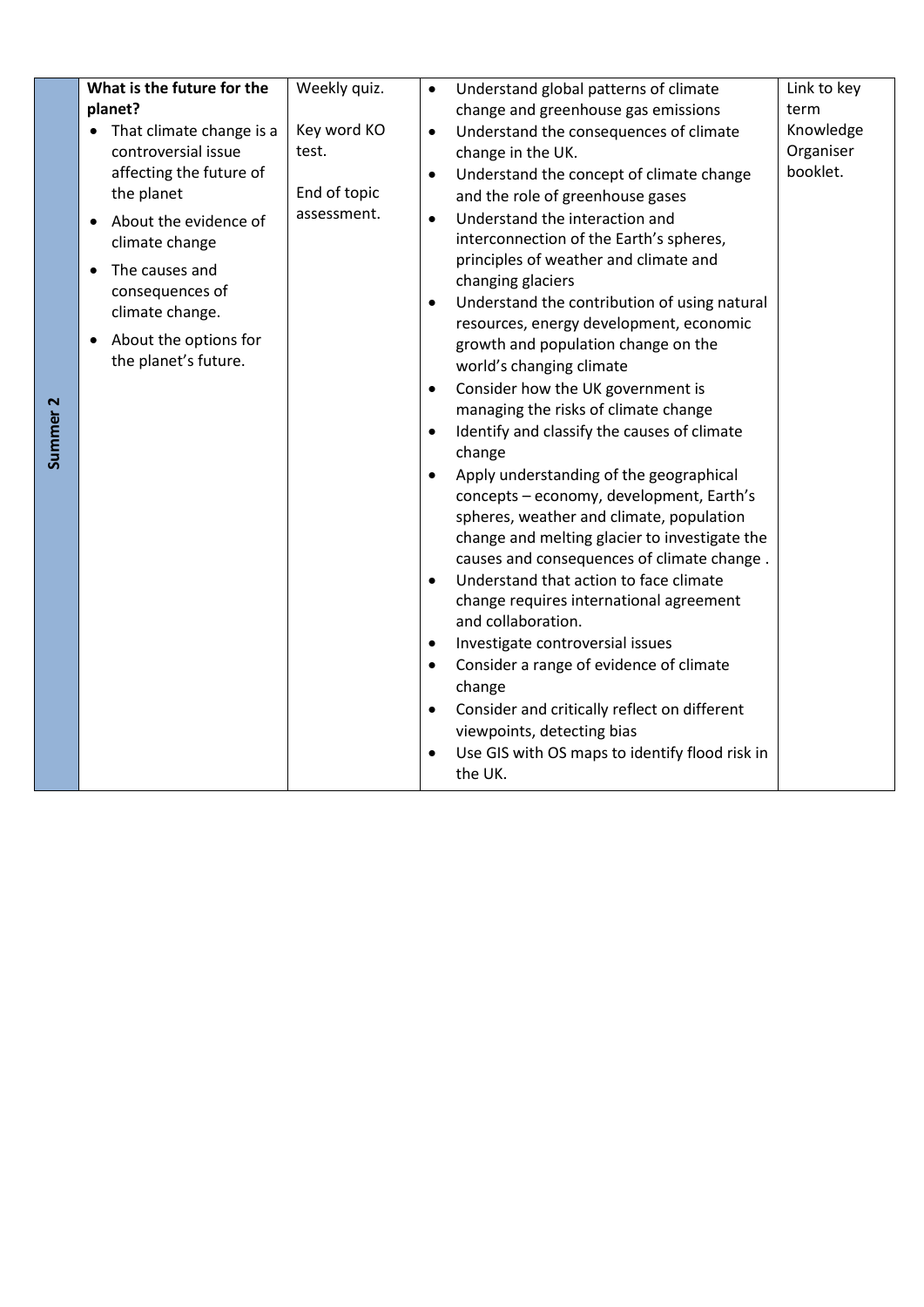| Summer 2 | **What is the future for the planet?**<br>• That climate change is a controversial issue affecting the future of the planet<br>• About the evidence of climate change<br>• The causes and consequences of climate change.<br>• About the options for the planet's future. | Weekly quiz.<br><br>Key word KO test.<br><br>End of topic assessment. | • Understand global patterns of climate change and greenhouse gas emissions<br>• Understand the consequences of climate change in the UK.<br>• Understand the concept of climate change and the role of greenhouse gases<br>• Understand the interaction and interconnection of the Earth's spheres, principles of weather and climate and changing glaciers<br>• Understand the contribution of using natural resources, energy development, economic growth and population change on the world's changing climate<br>• Consider how the UK government is managing the risks of climate change<br>• Identify and classify the causes of climate change<br>• Apply understanding of the geographical concepts – economy, development, Earth's spheres, weather and climate, population change and melting glacier to investigate the causes and consequences of climate change .<br>• Understand that action to face climate change requires international agreement and collaboration.<br>• Investigate controversial issues<br>• Consider a range of evidence of climate change<br>• Consider and critically reflect on different viewpoints, detecting bias<br>• Use GIS with OS maps to identify flood risk in the UK. | Link to key term Knowledge Organiser booklet. |
|---|---|---|---|---|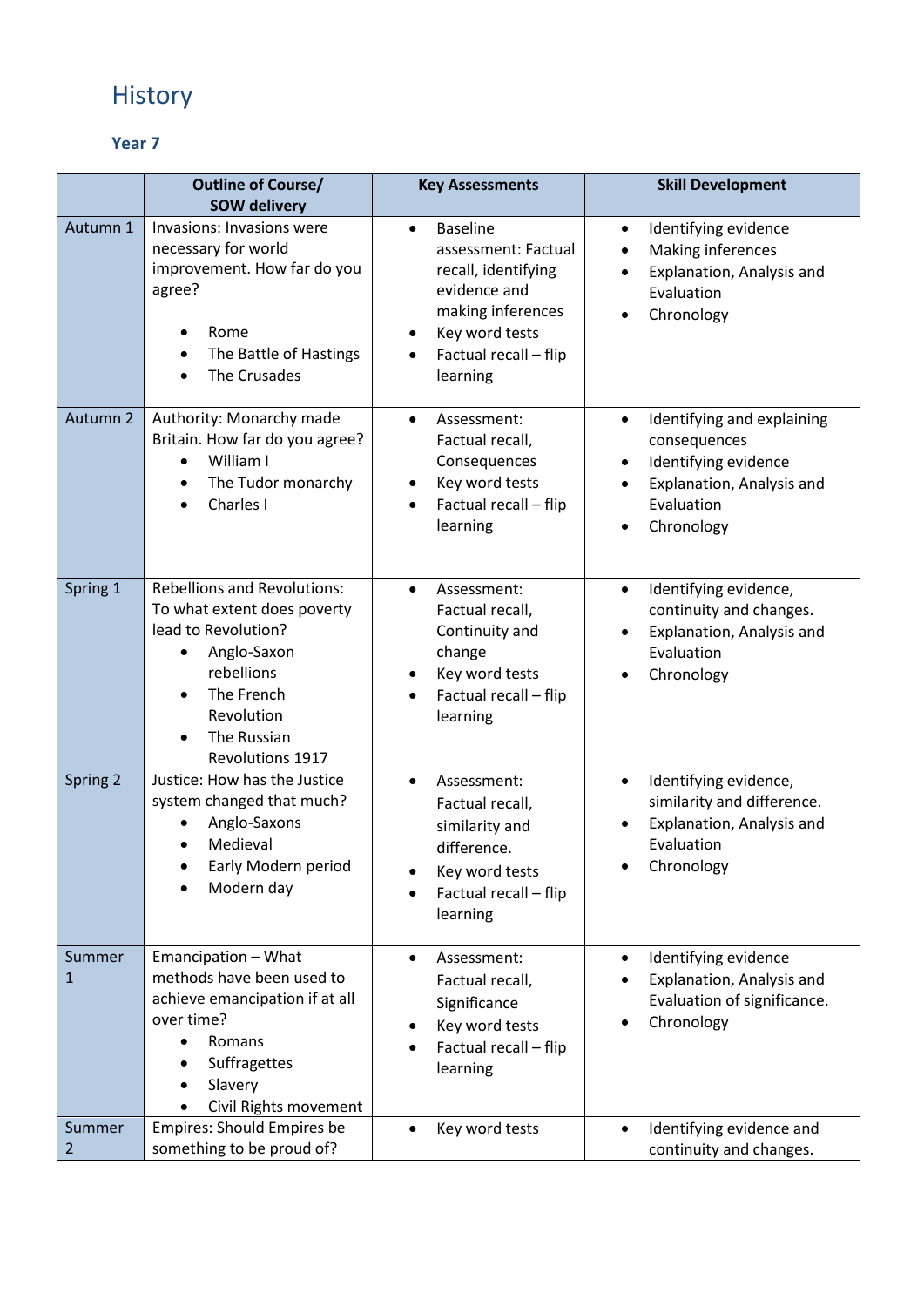# History

## Year 7

| | Outline of Course/ SOW delivery | Key Assessments | Skill Development |
|---|---|---|---|
| Autumn 1 | Invasions: Invasions were necessary for world improvement. How far do you agree?<br>• Rome<br>• The Battle of Hastings<br>• The Crusades | • Baseline assessment: Factual recall, identifying evidence and making inferences<br>• Key word tests<br>• Factual recall – flip learning | • Identifying evidence<br>• Making inferences<br>• Explanation, Analysis and Evaluation<br>• Chronology |
| Autumn 2 | Authority: Monarchy made Britain. How far do you agree?<br>• William I<br>• The Tudor monarchy<br>• Charles I | • Assessment: Factual recall, Consequences<br>• Key word tests<br>• Factual recall – flip learning | • Identifying and explaining consequences<br>• Identifying evidence<br>• Explanation, Analysis and Evaluation<br>• Chronology |
| Spring 1 | Rebellions and Revolutions: To what extent does poverty lead to Revolution?<br>• Anglo-Saxon rebellions<br>• The French Revolution<br>• The Russian Revolutions 1917 | • Assessment: Factual recall, Continuity and change<br>• Key word tests<br>• Factual recall – flip learning | • Identifying evidence, continuity and changes.<br>• Explanation, Analysis and Evaluation<br>• Chronology |
| Spring 2 | Justice: How has the Justice system changed that much?<br>• Anglo-Saxons<br>• Medieval<br>• Early Modern period<br>• Modern day | • Assessment: Factual recall, similarity and difference.<br>• Key word tests<br>• Factual recall – flip learning | • Identifying evidence, similarity and difference.<br>• Explanation, Analysis and Evaluation<br>• Chronology |
| Summer 1 | Emancipation – What methods have been used to achieve emancipation if at all over time?<br>• Romans<br>• Suffragettes<br>• Slavery<br>• Civil Rights movement | • Assessment: Factual recall, Significance<br>• Key word tests<br>• Factual recall – flip learning | • Identifying evidence<br>• Explanation, Analysis and Evaluation of significance.<br>• Chronology |
| Summer 2 | Empires: Should Empires be something to be proud of? | • Key word tests | • Identifying evidence and continuity and changes. |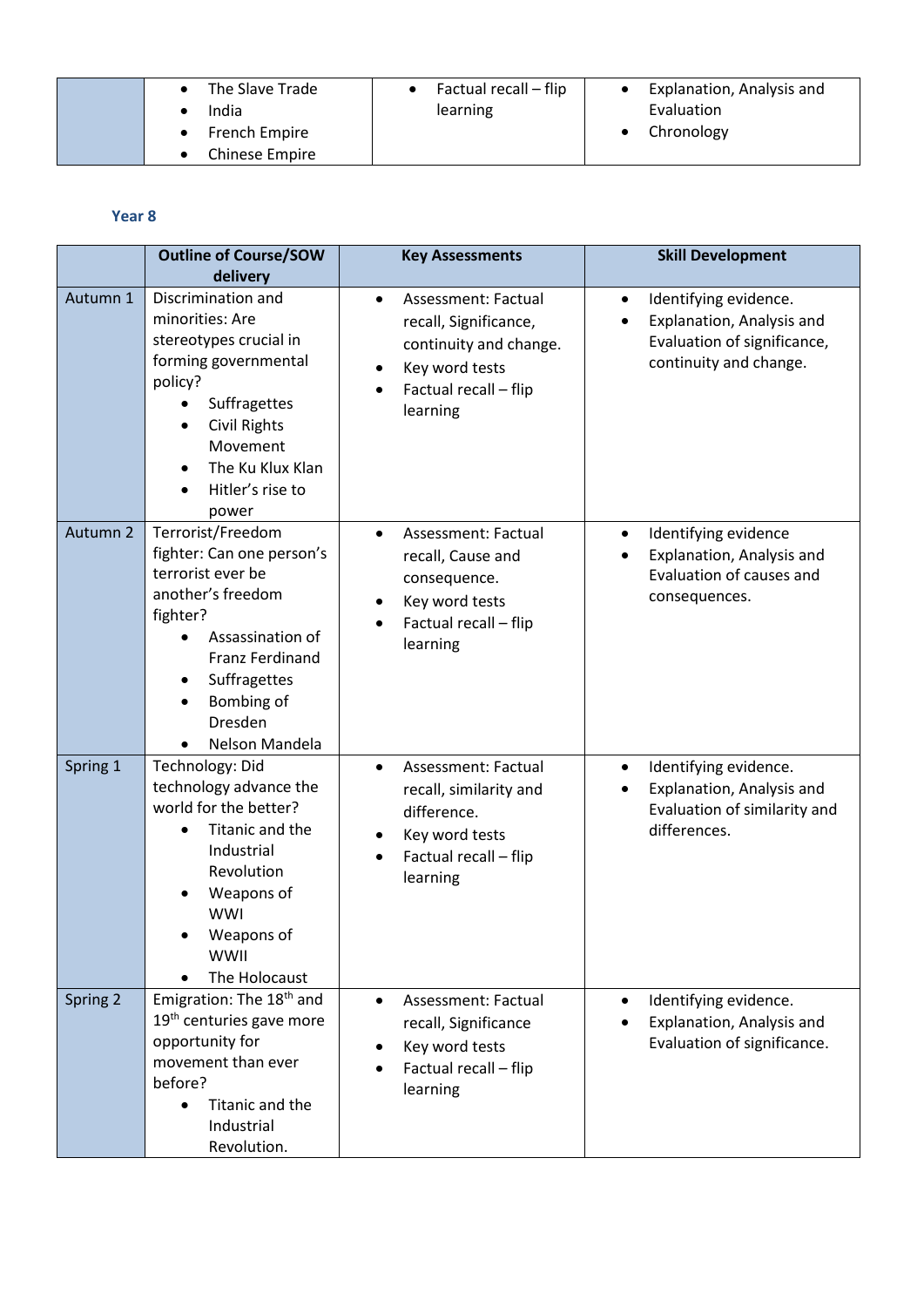| | Outline of Course/SOW delivery | Key Assessments | Skill Development |
|---|---|---|---|
| | • The Slave Trade<br>• India<br>• French Empire<br>• Chinese Empire | • Factual recall – flip learning | • Explanation, Analysis and Evaluation<br>• Chronology |

### Year 8

| | Outline of Course/SOW delivery | Key Assessments | Skill Development |
|---|---|---|---|
| Autumn 1 | Discrimination and minorities: Are stereotypes crucial in forming governmental policy?<br>• Suffragettes<br>• Civil Rights Movement<br>• The Ku Klux Klan<br>• Hitler's rise to power | • Assessment: Factual recall, Significance, continuity and change.<br>• Key word tests<br>• Factual recall – flip learning | • Identifying evidence.<br>• Explanation, Analysis and Evaluation of significance, continuity and change. |
| Autumn 2 | Terrorist/Freedom fighter: Can one person's terrorist ever be another's freedom fighter?<br>• Assassination of Franz Ferdinand<br>• Suffragettes<br>• Bombing of Dresden<br>• Nelson Mandela | • Assessment: Factual recall, Cause and consequence.<br>• Key word tests<br>• Factual recall – flip learning | • Identifying evidence<br>• Explanation, Analysis and Evaluation of causes and consequences. |
| Spring 1 | Technology: Did technology advance the world for the better?<br>• Titanic and the Industrial Revolution<br>• Weapons of WWI<br>• Weapons of WWII<br>• The Holocaust | • Assessment: Factual recall, similarity and difference.<br>• Key word tests<br>• Factual recall – flip learning | • Identifying evidence.<br>• Explanation, Analysis and Evaluation of similarity and differences. |
| Spring 2 | Emigration: The 18th and 19th centuries gave more opportunity for movement than ever before?<br>• Titanic and the Industrial Revolution. | • Assessment: Factual recall, Significance<br>• Key word tests<br>• Factual recall – flip learning | • Identifying evidence.<br>• Explanation, Analysis and Evaluation of significance. |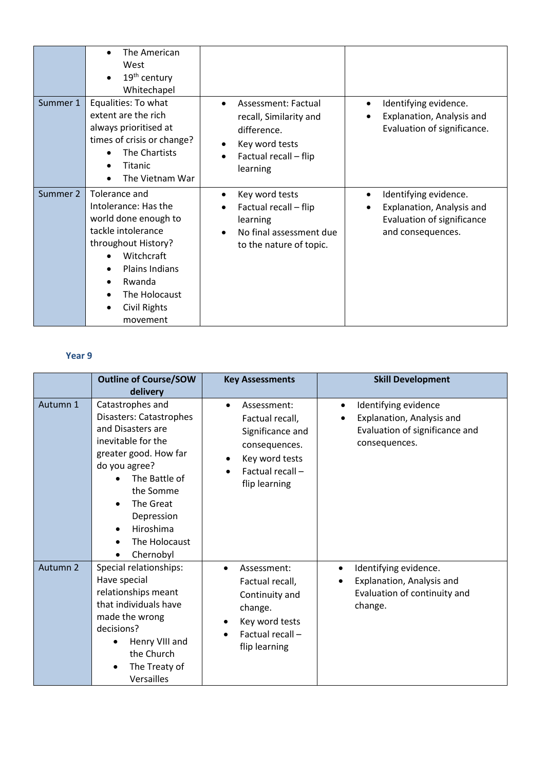| | Outline of Course/SOW delivery | Key Assessments | Skill Development |
|---|---|---|---|
| | • The American West<br>• 19th century Whitechapel | | |
| Summer 1 | Equalities: To what extent are the rich always prioritised at times of crisis or change?<br>• The Chartists<br>• Titanic<br>• The Vietnam War | • Assessment: Factual recall, Similarity and difference.<br>• Key word tests<br>• Factual recall – flip learning | • Identifying evidence.<br>• Explanation, Analysis and Evaluation of significance. |
| Summer 2 | Tolerance and Intolerance: Has the world done enough to tackle intolerance throughout History?<br>• Witchcraft<br>• Plains Indians<br>• Rwanda<br>• The Holocaust<br>• Civil Rights movement | • Key word tests<br>• Factual recall – flip learning<br>• No final assessment due to the nature of topic. | • Identifying evidence.<br>• Explanation, Analysis and Evaluation of significance and consequences. |

## Year 9

| | Outline of Course/SOW delivery | Key Assessments | Skill Development |
|---|---|---|---|
| Autumn 1 | Catastrophes and Disasters: Catastrophes and Disasters are inevitable for the greater good. How far do you agree?<br>• The Battle of the Somme<br>• The Great Depression<br>• Hiroshima<br>• The Holocaust<br>• Chernobyl | • Assessment: Factual recall, Significance and consequences.<br>• Key word tests<br>• Factual recall – flip learning | • Identifying evidence<br>• Explanation, Analysis and Evaluation of significance and consequences. |
| Autumn 2 | Special relationships: Have special relationships meant that individuals have made the wrong decisions?<br>• Henry VIII and the Church<br>• The Treaty of Versailles | • Assessment: Factual recall, Continuity and change.<br>• Key word tests<br>• Factual recall – flip learning | • Identifying evidence.<br>• Explanation, Analysis and Evaluation of continuity and change. |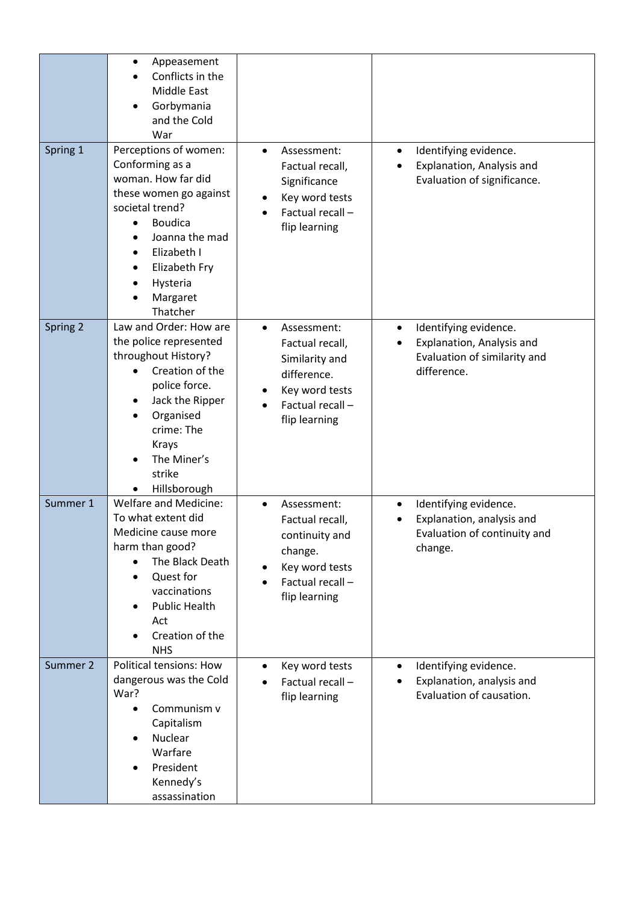| | | | |
|---|---|---|---|
| | • Appeasement<br>• Conflicts in the Middle East<br>• Gorbymania and the Cold War | | |
| Spring 1 | Perceptions of women: Conforming as a woman. How far did these women go against societal trend?<br>• Boudica<br>• Joanna the mad<br>• Elizabeth I<br>• Elizabeth Fry<br>• Hysteria<br>• Margaret Thatcher | • Assessment: Factual recall, Significance<br>• Key word tests<br>• Factual recall – flip learning | • Identifying evidence.<br>• Explanation, Analysis and Evaluation of significance. |
| Spring 2 | Law and Order: How are the police represented throughout History?<br>• Creation of the police force.<br>• Jack the Ripper<br>• Organised crime: The Krays<br>• The Miner's strike<br>• Hillsborough | • Assessment: Factual recall, Similarity and difference.<br>• Key word tests<br>• Factual recall – flip learning | • Identifying evidence.<br>• Explanation, Analysis and Evaluation of similarity and difference. |
| Summer 1 | Welfare and Medicine: To what extent did Medicine cause more harm than good?<br>• The Black Death<br>• Quest for vaccinations<br>• Public Health Act<br>• Creation of the NHS | • Assessment: Factual recall, continuity and change.<br>• Key word tests<br>• Factual recall – flip learning | • Identifying evidence.<br>• Explanation, analysis and Evaluation of continuity and change. |
| Summer 2 | Political tensions: How dangerous was the Cold War?<br>• Communism v Capitalism<br>• Nuclear Warfare<br>• President Kennedy's assassination | • Key word tests<br>• Factual recall – flip learning | • Identifying evidence.<br>• Explanation, analysis and Evaluation of causation. |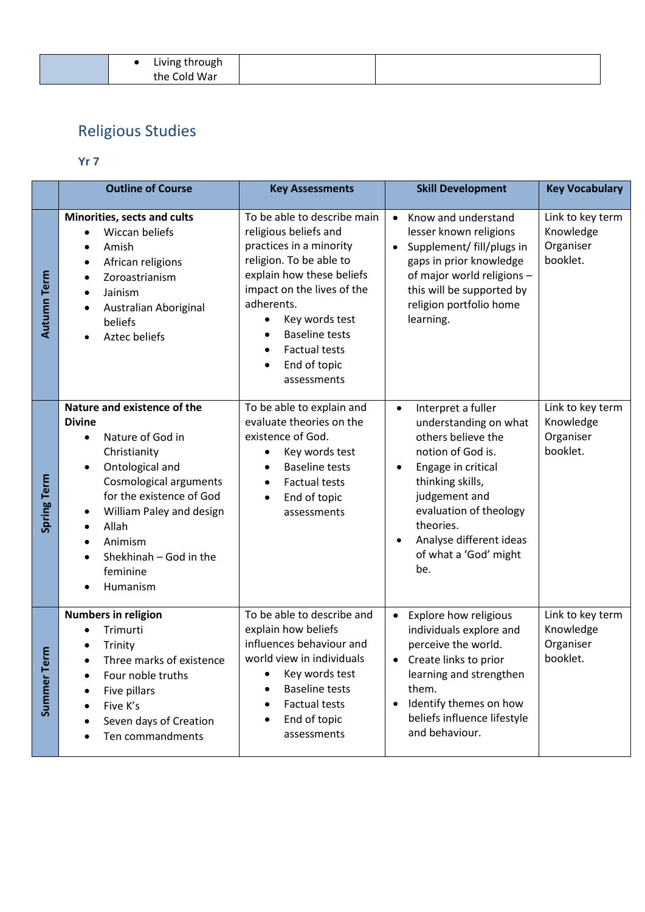| | • Living through the Cold War | | |
|---|---|---|---|

## Religious Studies

### Yr 7

| | Outline of Course | Key Assessments | Skill Development | Key Vocabulary |
|---|---|---|---|---|
| Autumn Term | **Minorities, sects and cults**<br>• Wiccan beliefs<br>• Amish<br>• African religions<br>• Zoroastrianism<br>• Jainism<br>• Australian Aboriginal beliefs<br>• Aztec beliefs | To be able to describe main religious beliefs and practices in a minority religion. To be able to explain how these beliefs impact on the lives of the adherents.<br>• Key words test<br>• Baseline tests<br>• Factual tests<br>• End of topic assessments | • Know and understand lesser known religions<br>• Supplement/ fill/plugs in gaps in prior knowledge of major world religions – this will be supported by religion portfolio home learning. | Link to key term Knowledge Organiser booklet. |
| Spring Term | **Nature and existence of the Divine**<br>• Nature of God in Christianity<br>• Ontological and Cosmological arguments for the existence of God<br>• William Paley and design<br>• Allah<br>• Animism<br>• Shekhinah – God in the feminine<br>• Humanism | To be able to explain and evaluate theories on the existence of God.<br>• Key words test<br>• Baseline tests<br>• Factual tests<br>• End of topic assessments | • Interpret a fuller understanding on what others believe the notion of God is.<br>• Engage in critical thinking skills, judgement and evaluation of theology theories.<br>• Analyse different ideas of what a 'God' might be. | Link to key term Knowledge Organiser booklet. |
| Summer Term | **Numbers in religion**<br>• Trimurti<br>• Trinity<br>• Three marks of existence<br>• Four noble truths<br>• Five pillars<br>• Five K's<br>• Seven days of Creation<br>• Ten commandments | To be able to describe and explain how beliefs influences behaviour and world view in individuals<br>• Key words test<br>• Baseline tests<br>• Factual tests<br>• End of topic assessments | • Explore how religious individuals explore and perceive the world.<br>• Create links to prior learning and strengthen them.<br>• Identify themes on how beliefs influence lifestyle and behaviour. | Link to key term Knowledge Organiser booklet. |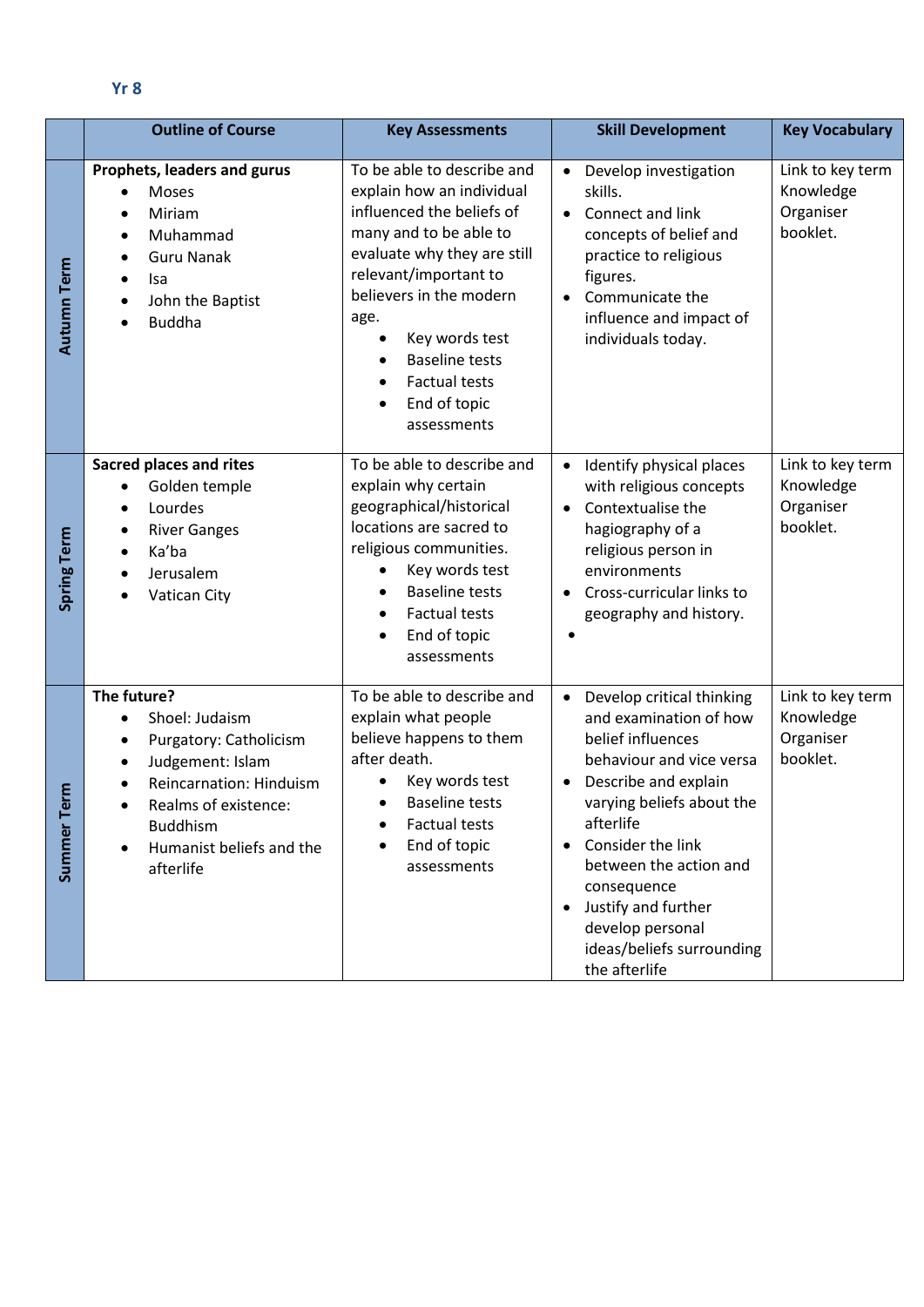**Yr 8**

| | Outline of Course | Key Assessments | Skill Development | Key Vocabulary |
|---|---|---|---|---|
| Autumn Term | **Prophets, leaders and gurus**<br>• Moses<br>• Miriam<br>• Muhammad<br>• Guru Nanak<br>• Isa<br>• John the Baptist<br>• Buddha | To be able to describe and explain how an individual influenced the beliefs of many and to be able to evaluate why they are still relevant/important to believers in the modern age.<br>• Key words test<br>• Baseline tests<br>• Factual tests<br>• End of topic assessments | • Develop investigation skills.<br>• Connect and link concepts of belief and practice to religious figures.<br>• Communicate the influence and impact of individuals today. | Link to key term Knowledge Organiser booklet. |
| Spring Term | **Sacred places and rites**<br>• Golden temple<br>• Lourdes<br>• River Ganges<br>• Ka'ba<br>• Jerusalem<br>• Vatican City | To be able to describe and explain why certain geographical/historical locations are sacred to religious communities.<br>• Key words test<br>• Baseline tests<br>• Factual tests<br>• End of topic assessments | • Identify physical places with religious concepts<br>• Contextualise the hagiography of a religious person in environments<br>• Cross-curricular links to geography and history.<br>• | Link to key term Knowledge Organiser booklet. |
| Summer Term | **The future?**<br>• Shoel: Judaism<br>• Purgatory: Catholicism<br>• Judgement: Islam<br>• Reincarnation: Hinduism<br>• Realms of existence: Buddhism<br>• Humanist beliefs and the afterlife | To be able to describe and explain what people believe happens to them after death.<br>• Key words test<br>• Baseline tests<br>• Factual tests<br>• End of topic assessments | • Develop critical thinking and examination of how belief influences behaviour and vice versa<br>• Describe and explain varying beliefs about the afterlife<br>• Consider the link between the action and consequence<br>• Justify and further develop personal ideas/beliefs surrounding the afterlife | Link to key term Knowledge Organiser booklet. |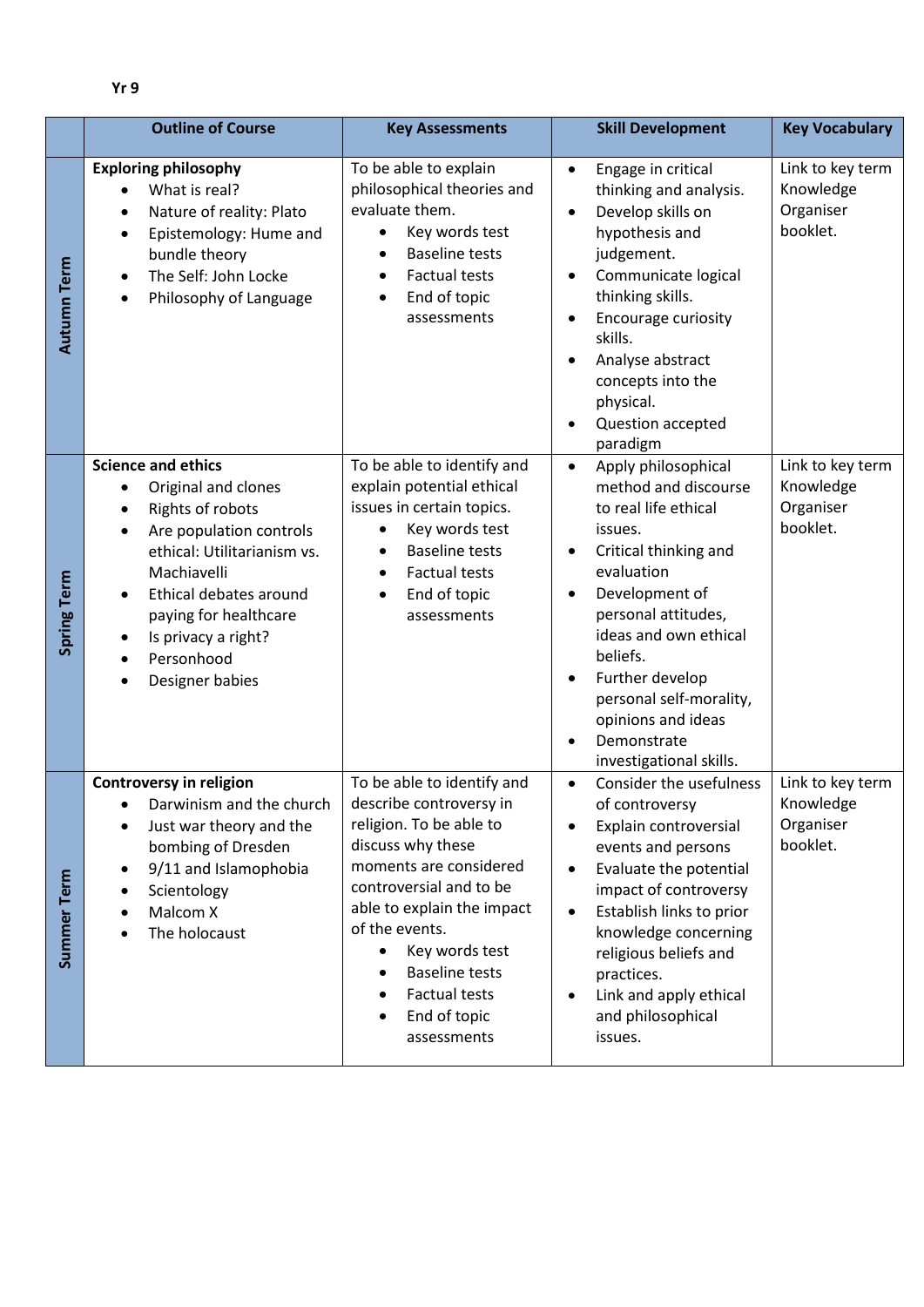**Yr 9**

| | Outline of Course | Key Assessments | Skill Development | Key Vocabulary |
|---|---|---|---|---|
| **Autumn Term** | **Exploring philosophy**<br>• What is real?<br>• Nature of reality: Plato<br>• Epistemology: Hume and bundle theory<br>• The Self: John Locke<br>• Philosophy of Language | To be able to explain philosophical theories and evaluate them.<br>• Key words test<br>• Baseline tests<br>• Factual tests<br>• End of topic assessments | • Engage in critical thinking and analysis.<br>• Develop skills on hypothesis and judgement.<br>• Communicate logical thinking skills.<br>• Encourage curiosity skills.<br>• Analyse abstract concepts into the physical.<br>• Question accepted paradigm | Link to key term Knowledge Organiser booklet. |
| **Spring Term** | **Science and ethics**<br>• Original and clones<br>• Rights of robots<br>• Are population controls ethical: Utilitarianism vs. Machiavelli<br>• Ethical debates around paying for healthcare<br>• Is privacy a right?<br>• Personhood<br>• Designer babies | To be able to identify and explain potential ethical issues in certain topics.<br>• Key words test<br>• Baseline tests<br>• Factual tests<br>• End of topic assessments | • Apply philosophical method and discourse to real life ethical issues.<br>• Critical thinking and evaluation<br>• Development of personal attitudes, ideas and own ethical beliefs.<br>• Further develop personal self-morality, opinions and ideas<br>• Demonstrate investigational skills. | Link to key term Knowledge Organiser booklet. |
| **Summer Term** | **Controversy in religion**<br>• Darwinism and the church<br>• Just war theory and the bombing of Dresden<br>• 9/11 and Islamophobia<br>• Scientology<br>• Malcom X<br>• The holocaust | To be able to identify and describe controversy in religion. To be able to discuss why these moments are considered controversial and to be able to explain the impact of the events.<br>• Key words test<br>• Baseline tests<br>• Factual tests<br>• End of topic assessments | • Consider the usefulness of controversy<br>• Explain controversial events and persons<br>• Evaluate the potential impact of controversy<br>• Establish links to prior knowledge concerning religious beliefs and practices.<br>• Link and apply ethical and philosophical issues. | Link to key term Knowledge Organiser booklet. |